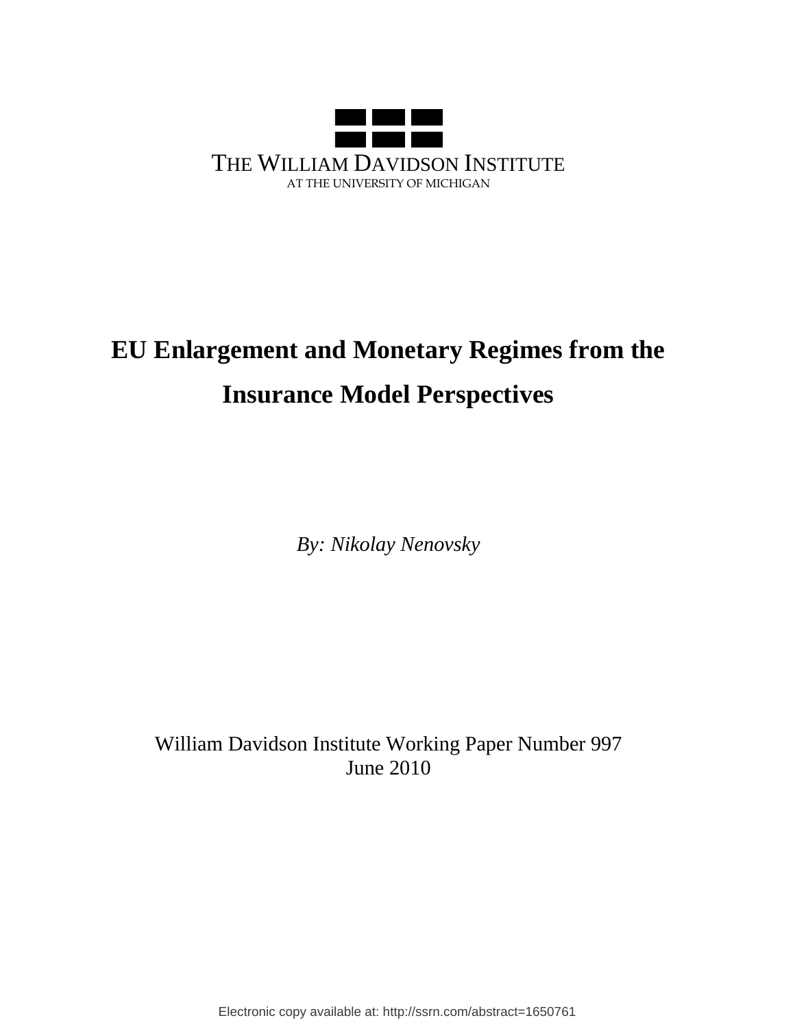THE WILLIAM DAVIDSON INSTITUTE
AT THE UNIVERSITY OF MICHIGAN

# EU Enlargement and Monetary Regimes from the Insurance Model Perspectives

*By: Nikolay Nenovsky*

William Davidson Institute Working Paper Number 997
June 2010

Electronic copy available at: http://ssrn.com/abstract=1650761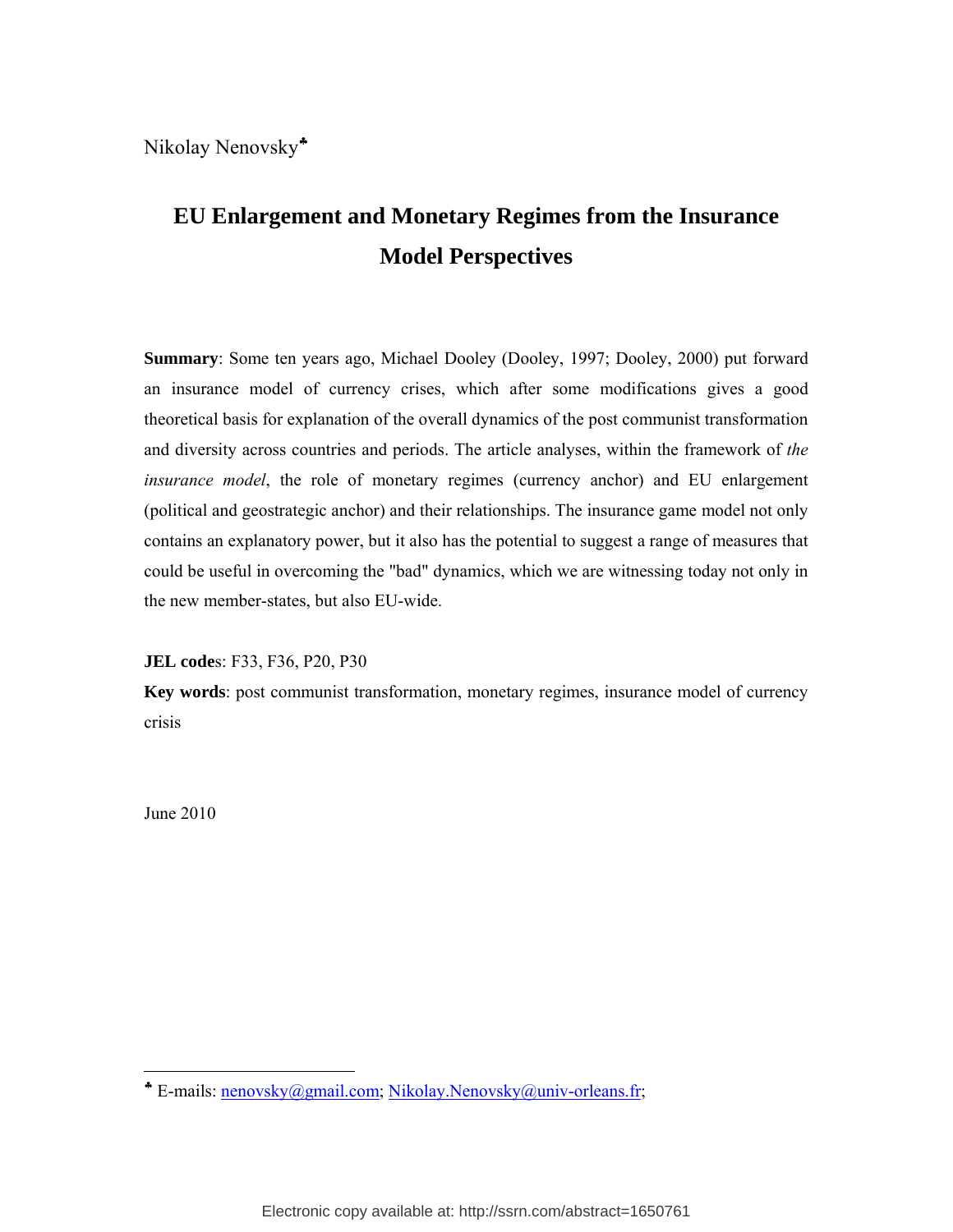Nikolay Nenovsky[♣]

# EU Enlargement and Monetary Regimes from the Insurance Model Perspectives

**Summary**: Some ten years ago, Michael Dooley (Dooley, 1997; Dooley, 2000) put forward an insurance model of currency crises, which after some modifications gives a good theoretical basis for explanation of the overall dynamics of the post communist transformation and diversity across countries and periods. The article analyses, within the framework of *the insurance model*, the role of monetary regimes (currency anchor) and EU enlargement (political and geostrategic anchor) and their relationships. The insurance game model not only contains an explanatory power, but it also has the potential to suggest a range of measures that could be useful in overcoming the "bad" dynamics, which we are witnessing today not only in the new member-states, but also EU-wide.

**JEL codes**: F33, F36, P20, P30

**Key words**: post communist transformation, monetary regimes, insurance model of currency crisis

June 2010

---

[♣] E-mails: nenovsky@gmail.com; Nikolay.Nenovsky@univ-orleans.fr;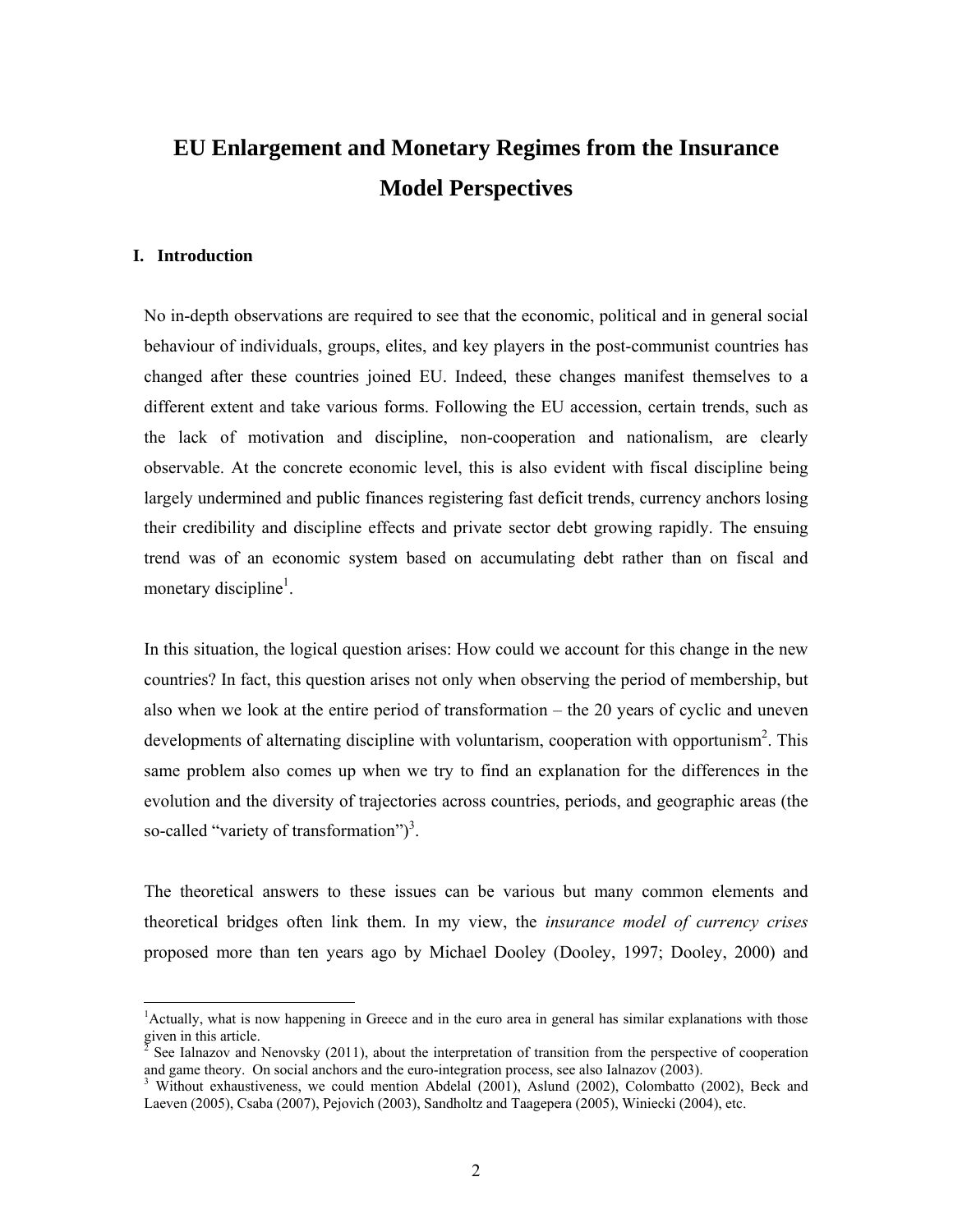# EU Enlargement and Monetary Regimes from the Insurance Model Perspectives

## I. Introduction

No in-depth observations are required to see that the economic, political and in general social behaviour of individuals, groups, elites, and key players in the post-communist countries has changed after these countries joined EU. Indeed, these changes manifest themselves to a different extent and take various forms. Following the EU accession, certain trends, such as the lack of motivation and discipline, non-cooperation and nationalism, are clearly observable. At the concrete economic level, this is also evident with fiscal discipline being largely undermined and public finances registering fast deficit trends, currency anchors losing their credibility and discipline effects and private sector debt growing rapidly. The ensuing trend was of an economic system based on accumulating debt rather than on fiscal and monetary discipline[1].

In this situation, the logical question arises: How could we account for this change in the new countries? In fact, this question arises not only when observing the period of membership, but also when we look at the entire period of transformation – the 20 years of cyclic and uneven developments of alternating discipline with voluntarism, cooperation with opportunism[2]. This same problem also comes up when we try to find an explanation for the differences in the evolution and the diversity of trajectories across countries, periods, and geographic areas (the so-called "variety of transformation")[3].

The theoretical answers to these issues can be various but many common elements and theoretical bridges often link them. In my view, the *insurance model of currency crises* proposed more than ten years ago by Michael Dooley (Dooley, 1997; Dooley, 2000) and

---

[1] Actually, what is now happening in Greece and in the euro area in general has similar explanations with those given in this article.

[2] See Ialnazov and Nenovsky (2011), about the interpretation of transition from the perspective of cooperation and game theory. On social anchors and the euro-integration process, see also Ialnazov (2003).

[3] Without exhaustiveness, we could mention Abdelal (2001), Aslund (2002), Colombatto (2002), Beck and Laeven (2005), Csaba (2007), Pejovich (2003), Sandholtz and Taagepera (2005), Winiecki (2004), etc.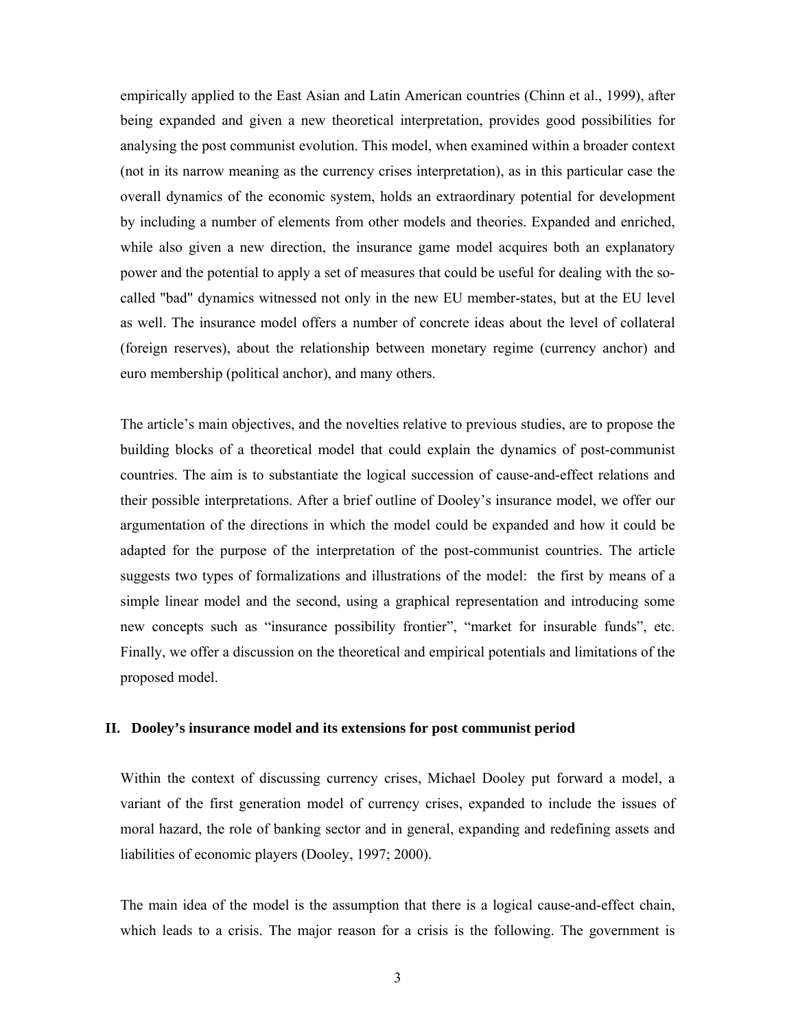empirically applied to the East Asian and Latin American countries (Chinn et al., 1999), after being expanded and given a new theoretical interpretation, provides good possibilities for analysing the post communist evolution. This model, when examined within a broader context (not in its narrow meaning as the currency crises interpretation), as in this particular case the overall dynamics of the economic system, holds an extraordinary potential for development by including a number of elements from other models and theories. Expanded and enriched, while also given a new direction, the insurance game model acquires both an explanatory power and the potential to apply a set of measures that could be useful for dealing with the so-called "bad" dynamics witnessed not only in the new EU member-states, but at the EU level as well. The insurance model offers a number of concrete ideas about the level of collateral (foreign reserves), about the relationship between monetary regime (currency anchor) and euro membership (political anchor), and many others.

The article's main objectives, and the novelties relative to previous studies, are to propose the building blocks of a theoretical model that could explain the dynamics of post-communist countries. The aim is to substantiate the logical succession of cause-and-effect relations and their possible interpretations. After a brief outline of Dooley's insurance model, we offer our argumentation of the directions in which the model could be expanded and how it could be adapted for the purpose of the interpretation of the post-communist countries. The article suggests two types of formalizations and illustrations of the model: the first by means of a simple linear model and the second, using a graphical representation and introducing some new concepts such as "insurance possibility frontier", "market for insurable funds", etc. Finally, we offer a discussion on the theoretical and empirical potentials and limitations of the proposed model.

## II. Dooley's insurance model and its extensions for post communist period

Within the context of discussing currency crises, Michael Dooley put forward a model, a variant of the first generation model of currency crises, expanded to include the issues of moral hazard, the role of banking sector and in general, expanding and redefining assets and liabilities of economic players (Dooley, 1997; 2000).

The main idea of the model is the assumption that there is a logical cause-and-effect chain, which leads to a crisis. The major reason for a crisis is the following. The government is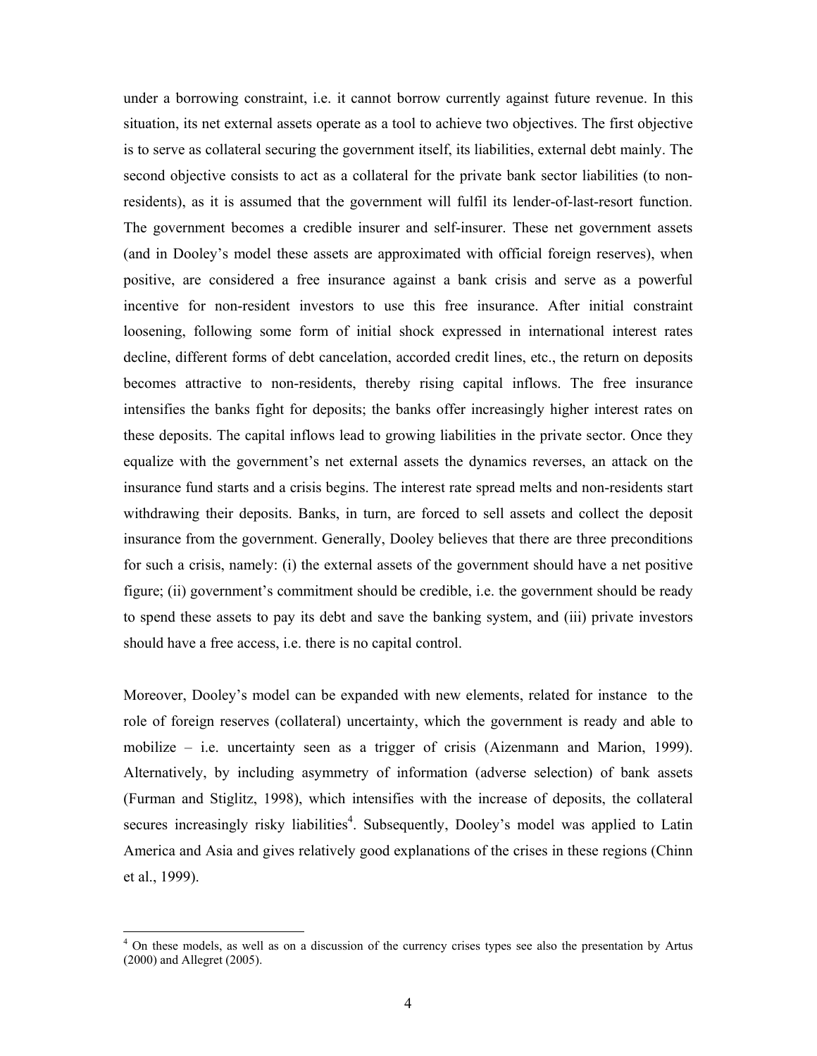under a borrowing constraint, i.e. it cannot borrow currently against future revenue. In this situation, its net external assets operate as a tool to achieve two objectives. The first objective is to serve as collateral securing the government itself, its liabilities, external debt mainly. The second objective consists to act as a collateral for the private bank sector liabilities (to non-residents), as it is assumed that the government will fulfil its lender-of-last-resort function. The government becomes a credible insurer and self-insurer. These net government assets (and in Dooley's model these assets are approximated with official foreign reserves), when positive, are considered a free insurance against a bank crisis and serve as a powerful incentive for non-resident investors to use this free insurance. After initial constraint loosening, following some form of initial shock expressed in international interest rates decline, different forms of debt cancelation, accorded credit lines, etc., the return on deposits becomes attractive to non-residents, thereby rising capital inflows. The free insurance intensifies the banks fight for deposits; the banks offer increasingly higher interest rates on these deposits. The capital inflows lead to growing liabilities in the private sector. Once they equalize with the government's net external assets the dynamics reverses, an attack on the insurance fund starts and a crisis begins. The interest rate spread melts and non-residents start withdrawing their deposits. Banks, in turn, are forced to sell assets and collect the deposit insurance from the government. Generally, Dooley believes that there are three preconditions for such a crisis, namely: (i) the external assets of the government should have a net positive figure; (ii) government's commitment should be credible, i.e. the government should be ready to spend these assets to pay its debt and save the banking system, and (iii) private investors should have a free access, i.e. there is no capital control.

Moreover, Dooley's model can be expanded with new elements, related for instance to the role of foreign reserves (collateral) uncertainty, which the government is ready and able to mobilize – i.e. uncertainty seen as a trigger of crisis (Aizenmann and Marion, 1999). Alternatively, by including asymmetry of information (adverse selection) of bank assets (Furman and Stiglitz, 1998), which intensifies with the increase of deposits, the collateral secures increasingly risky liabilities[4]. Subsequently, Dooley's model was applied to Latin America and Asia and gives relatively good explanations of the crises in these regions (Chinn et al., 1999).

[4] On these models, as well as on a discussion of the currency crises types see also the presentation by Artus (2000) and Allegret (2005).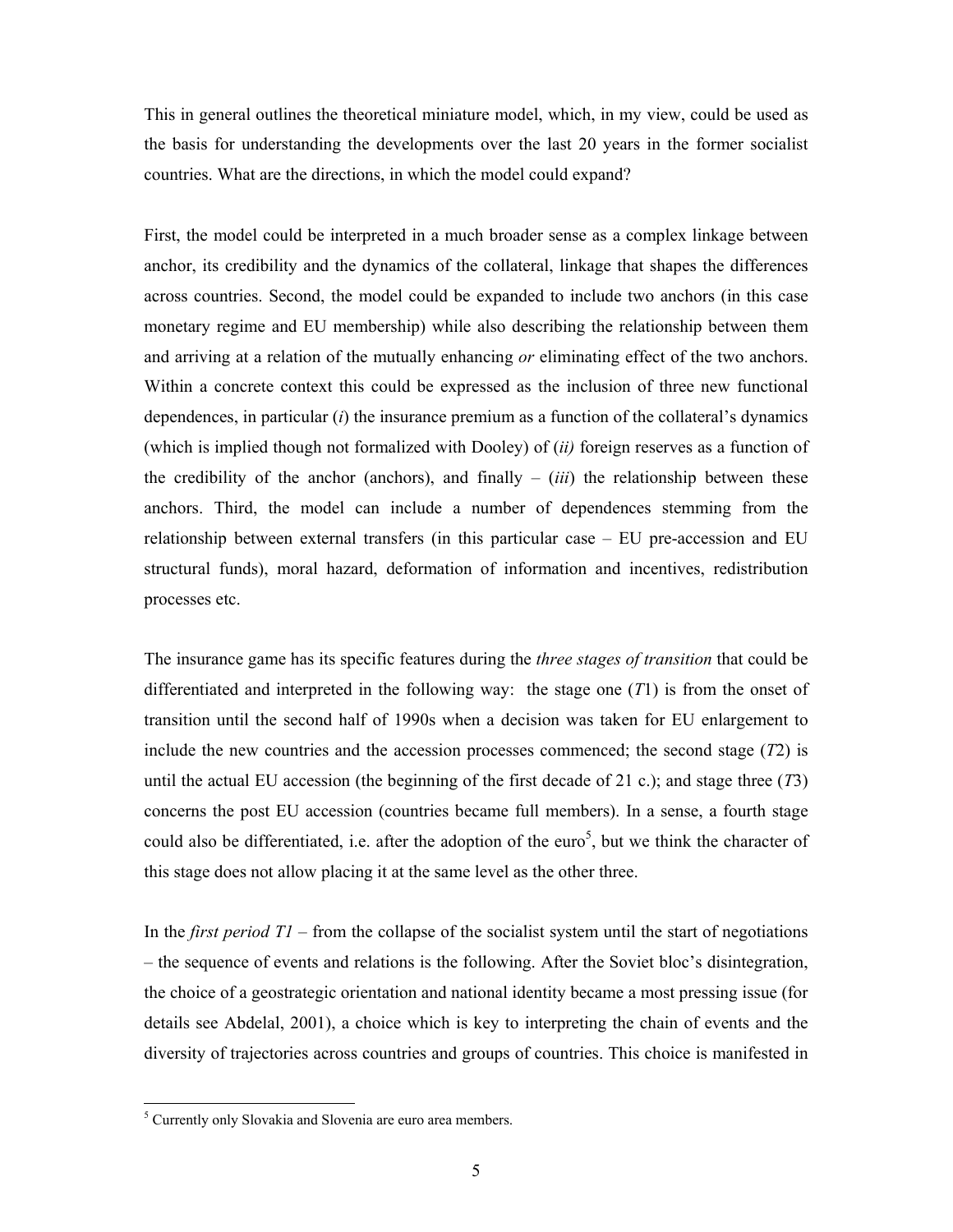This in general outlines the theoretical miniature model, which, in my view, could be used as the basis for understanding the developments over the last 20 years in the former socialist countries. What are the directions, in which the model could expand?

First, the model could be interpreted in a much broader sense as a complex linkage between anchor, its credibility and the dynamics of the collateral, linkage that shapes the differences across countries. Second, the model could be expanded to include two anchors (in this case monetary regime and EU membership) while also describing the relationship between them and arriving at a relation of the mutually enhancing *or* eliminating effect of the two anchors. Within a concrete context this could be expressed as the inclusion of three new functional dependences, in particular (*i*) the insurance premium as a function of the collateral's dynamics (which is implied though not formalized with Dooley) of (*ii)* foreign reserves as a function of the credibility of the anchor (anchors), and finally – (*iii*) the relationship between these anchors. Third, the model can include a number of dependences stemming from the relationship between external transfers (in this particular case – EU pre-accession and EU structural funds), moral hazard, deformation of information and incentives, redistribution processes etc.

The insurance game has its specific features during the *three stages of transition* that could be differentiated and interpreted in the following way: the stage one (*T*1) is from the onset of transition until the second half of 1990s when a decision was taken for EU enlargement to include the new countries and the accession processes commenced; the second stage (*T*2) is until the actual EU accession (the beginning of the first decade of 21 c.); and stage three (*T*3) concerns the post EU accession (countries became full members). In a sense, a fourth stage could also be differentiated, i.e. after the adoption of the euro[5], but we think the character of this stage does not allow placing it at the same level as the other three.

In the *first period T1* – from the collapse of the socialist system until the start of negotiations – the sequence of events and relations is the following. After the Soviet bloc's disintegration, the choice of a geostrategic orientation and national identity became a most pressing issue (for details see Abdelal, 2001), a choice which is key to interpreting the chain of events and the diversity of trajectories across countries and groups of countries. This choice is manifested in

[5] Currently only Slovakia and Slovenia are euro area members.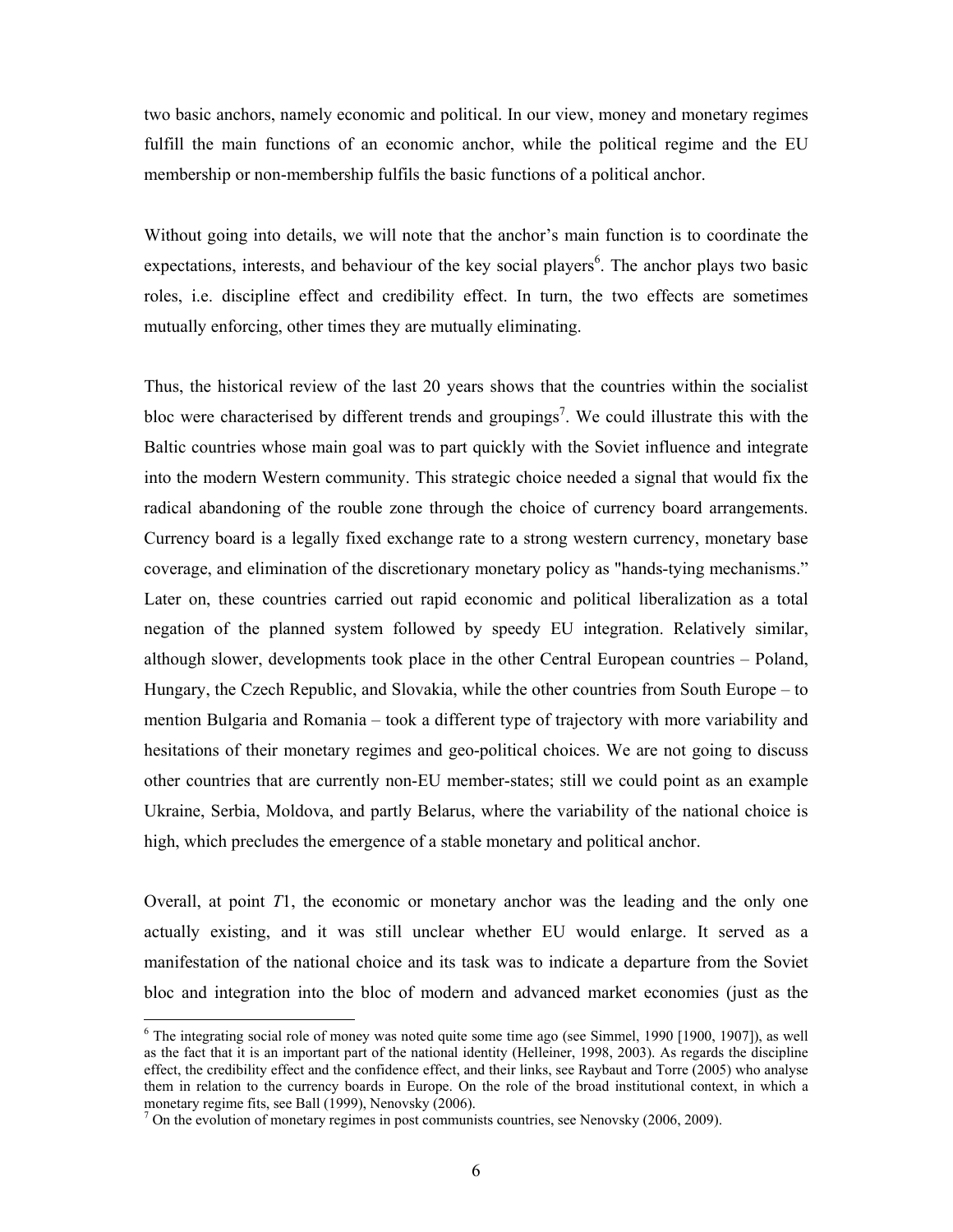two basic anchors, namely economic and political. In our view, money and monetary regimes fulfill the main functions of an economic anchor, while the political regime and the EU membership or non-membership fulfils the basic functions of a political anchor.

Without going into details, we will note that the anchor's main function is to coordinate the expectations, interests, and behaviour of the key social players[6]. The anchor plays two basic roles, i.e. discipline effect and credibility effect. In turn, the two effects are sometimes mutually enforcing, other times they are mutually eliminating.

Thus, the historical review of the last 20 years shows that the countries within the socialist bloc were characterised by different trends and groupings[7]. We could illustrate this with the Baltic countries whose main goal was to part quickly with the Soviet influence and integrate into the modern Western community. This strategic choice needed a signal that would fix the radical abandoning of the rouble zone through the choice of currency board arrangements. Currency board is a legally fixed exchange rate to a strong western currency, monetary base coverage, and elimination of the discretionary monetary policy as "hands-tying mechanisms." Later on, these countries carried out rapid economic and political liberalization as a total negation of the planned system followed by speedy EU integration. Relatively similar, although slower, developments took place in the other Central European countries – Poland, Hungary, the Czech Republic, and Slovakia, while the other countries from South Europe – to mention Bulgaria and Romania – took a different type of trajectory with more variability and hesitations of their monetary regimes and geo-political choices. We are not going to discuss other countries that are currently non-EU member-states; still we could point as an example Ukraine, Serbia, Moldova, and partly Belarus, where the variability of the national choice is high, which precludes the emergence of a stable monetary and political anchor.

Overall, at point *T*1, the economic or monetary anchor was the leading and the only one actually existing, and it was still unclear whether EU would enlarge. It served as a manifestation of the national choice and its task was to indicate a departure from the Soviet bloc and integration into the bloc of modern and advanced market economies (just as the

---

[6] The integrating social role of money was noted quite some time ago (see Simmel, 1990 [1900, 1907]), as well as the fact that it is an important part of the national identity (Helleiner, 1998, 2003). As regards the discipline effect, the credibility effect and the confidence effect, and their links, see Raybaut and Torre (2005) who analyse them in relation to the currency boards in Europe. On the role of the broad institutional context, in which a monetary regime fits, see Ball (1999), Nenovsky (2006).

[7] On the evolution of monetary regimes in post communists countries, see Nenovsky (2006, 2009).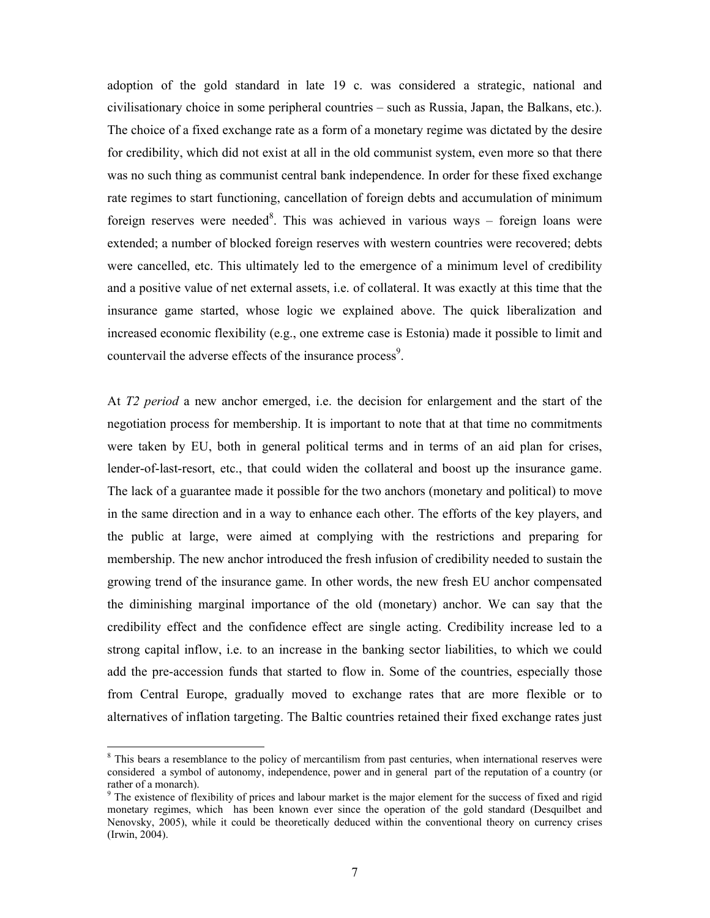adoption of the gold standard in late 19 c. was considered a strategic, national and civilisationary choice in some peripheral countries – such as Russia, Japan, the Balkans, etc.). The choice of a fixed exchange rate as a form of a monetary regime was dictated by the desire for credibility, which did not exist at all in the old communist system, even more so that there was no such thing as communist central bank independence. In order for these fixed exchange rate regimes to start functioning, cancellation of foreign debts and accumulation of minimum foreign reserves were needed[8]. This was achieved in various ways – foreign loans were extended; a number of blocked foreign reserves with western countries were recovered; debts were cancelled, etc. This ultimately led to the emergence of a minimum level of credibility and a positive value of net external assets, i.e. of collateral. It was exactly at this time that the insurance game started, whose logic we explained above. The quick liberalization and increased economic flexibility (e.g., one extreme case is Estonia) made it possible to limit and countervail the adverse effects of the insurance process[9].

At *T2 period* a new anchor emerged, i.e. the decision for enlargement and the start of the negotiation process for membership. It is important to note that at that time no commitments were taken by EU, both in general political terms and in terms of an aid plan for crises, lender-of-last-resort, etc., that could widen the collateral and boost up the insurance game. The lack of a guarantee made it possible for the two anchors (monetary and political) to move in the same direction and in a way to enhance each other. The efforts of the key players, and the public at large, were aimed at complying with the restrictions and preparing for membership. The new anchor introduced the fresh infusion of credibility needed to sustain the growing trend of the insurance game. In other words, the new fresh EU anchor compensated the diminishing marginal importance of the old (monetary) anchor. We can say that the credibility effect and the confidence effect are single acting. Credibility increase led to a strong capital inflow, i.e. to an increase in the banking sector liabilities, to which we could add the pre-accession funds that started to flow in. Some of the countries, especially those from Central Europe, gradually moved to exchange rates that are more flexible or to alternatives of inflation targeting. The Baltic countries retained their fixed exchange rates just

[8] This bears a resemblance to the policy of mercantilism from past centuries, when international reserves were considered a symbol of autonomy, independence, power and in general part of the reputation of a country (or rather of a monarch).

[9] The existence of flexibility of prices and labour market is the major element for the success of fixed and rigid monetary regimes, which has been known ever since the operation of the gold standard (Desquilbet and Nenovsky, 2005), while it could be theoretically deduced within the conventional theory on currency crises (Irwin, 2004).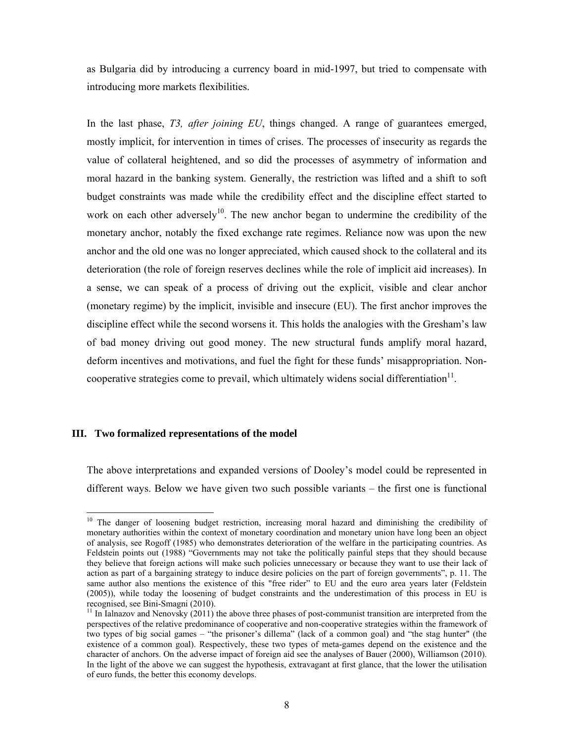as Bulgaria did by introducing a currency board in mid-1997, but tried to compensate with introducing more markets flexibilities.

In the last phase, *T3, after joining EU*, things changed. A range of guarantees emerged, mostly implicit, for intervention in times of crises. The processes of insecurity as regards the value of collateral heightened, and so did the processes of asymmetry of information and moral hazard in the banking system. Generally, the restriction was lifted and a shift to soft budget constraints was made while the credibility effect and the discipline effect started to work on each other adversely[10]. The new anchor began to undermine the credibility of the monetary anchor, notably the fixed exchange rate regimes. Reliance now was upon the new anchor and the old one was no longer appreciated, which caused shock to the collateral and its deterioration (the role of foreign reserves declines while the role of implicit aid increases). In a sense, we can speak of a process of driving out the explicit, visible and clear anchor (monetary regime) by the implicit, invisible and insecure (EU). The first anchor improves the discipline effect while the second worsens it. This holds the analogies with the Gresham's law of bad money driving out good money. The new structural funds amplify moral hazard, deform incentives and motivations, and fuel the fight for these funds' misappropriation. Non-cooperative strategies come to prevail, which ultimately widens social differentiation[11].

## III. Two formalized representations of the model

The above interpretations and expanded versions of Dooley's model could be represented in different ways. Below we have given two such possible variants – the first one is functional

---

[10] The danger of loosening budget restriction, increasing moral hazard and diminishing the credibility of monetary authorities within the context of monetary coordination and monetary union have long been an object of analysis, see Rogoff (1985) who demonstrates deterioration of the welfare in the participating countries. As Feldstein points out (1988) "Governments may not take the politically painful steps that they should because they believe that foreign actions will make such policies unnecessary or because they want to use their lack of action as part of a bargaining strategy to induce desire policies on the part of foreign governments", p. 11. The same author also mentions the existence of this "free rider" to EU and the euro area years later (Feldstein (2005)), while today the loosening of budget constraints and the underestimation of this process in EU is recognised, see Bini-Smagni (2010).

[11] In Ialnazov and Nenovsky (2011) the above three phases of post-communist transition are interpreted from the perspectives of the relative predominance of cooperative and non-cooperative strategies within the framework of two types of big social games – "the prisoner's dillema" (lack of a common goal) and "the stag hunter" (the existence of a common goal). Respectively, these two types of meta-games depend on the existence and the character of anchors. On the adverse impact of foreign aid see the analyses of Bauer (2000), Williamson (2010). In the light of the above we can suggest the hypothesis, extravagant at first glance, that the lower the utilisation of euro funds, the better this economy develops.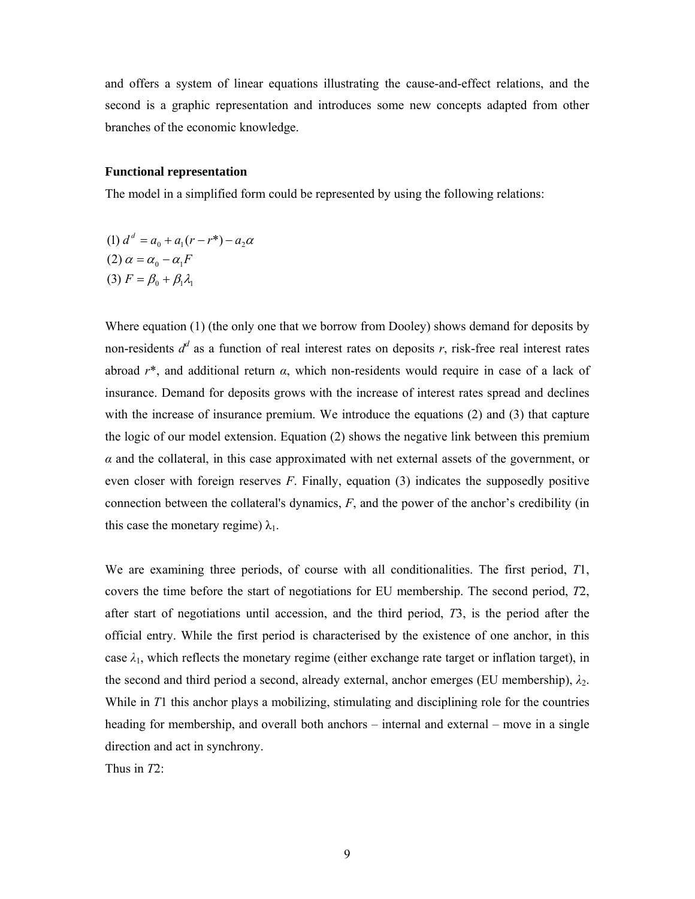and offers a system of linear equations illustrating the cause-and-effect relations, and the second is a graphic representation and introduces some new concepts adapted from other branches of the economic knowledge.

**Functional representation**

The model in a simplified form could be represented by using the following relations:

(1) $d^d = a_0 + a_1(r - r^*) - a_2\alpha$

(2) $\alpha = \alpha_0 - \alpha_1 F$

(3) $F = \beta_0 + \beta_1\lambda_1$

Where equation (1) (the only one that we borrow from Dooley) shows demand for deposits by non-residents $d^d$ as a function of real interest rates on deposits $r$, risk-free real interest rates abroad $r^*$, and additional return $\alpha$, which non-residents would require in case of a lack of insurance. Demand for deposits grows with the increase of interest rates spread and declines with the increase of insurance premium. We introduce the equations (2) and (3) that capture the logic of our model extension. Equation (2) shows the negative link between this premium $\alpha$ and the collateral, in this case approximated with net external assets of the government, or even closer with foreign reserves $F$. Finally, equation (3) indicates the supposedly positive connection between the collateral's dynamics, $F$, and the power of the anchor's credibility (in this case the monetary regime) $\lambda_1$.

We are examining three periods, of course with all conditionalities. The first period, *T*1, covers the time before the start of negotiations for EU membership. The second period, *T*2, after start of negotiations until accession, and the third period, *T*3, is the period after the official entry. While the first period is characterised by the existence of one anchor, in this case $\lambda_1$, which reflects the monetary regime (either exchange rate target or inflation target), in the second and third period a second, already external, anchor emerges (EU membership), $\lambda_2$. While in *T*1 this anchor plays a mobilizing, stimulating and disciplining role for the countries heading for membership, and overall both anchors – internal and external – move in a single direction and act in synchrony.

Thus in *T*2: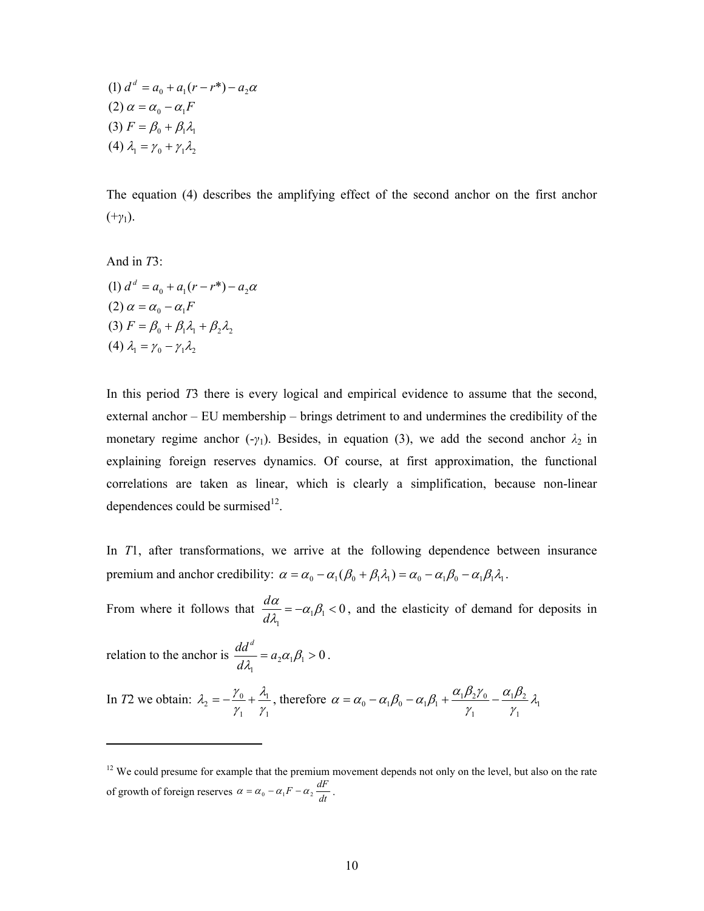(1) $d^d = a_0 + a_1(r - r^*) - a_2\alpha$

(2) $\alpha = \alpha_0 - \alpha_1 F$

(3) $F = \beta_0 + \beta_1\lambda_1$

(4) $\lambda_1 = \gamma_0 + \gamma_1\lambda_2$

The equation (4) describes the amplifying effect of the second anchor on the first anchor ($+\gamma_1$).

And in *T*3:

(1) $d^d = a_0 + a_1(r - r^*) - a_2\alpha$

(2) $\alpha = \alpha_0 - \alpha_1 F$

(3) $F = \beta_0 + \beta_1\lambda_1 + \beta_2\lambda_2$

(4) $\lambda_1 = \gamma_0 - \gamma_1\lambda_2$

In this period *T*3 there is every logical and empirical evidence to assume that the second, external anchor – EU membership – brings detriment to and undermines the credibility of the monetary regime anchor ($-\gamma_1$). Besides, in equation (3), we add the second anchor $\lambda_2$ in explaining foreign reserves dynamics. Of course, at first approximation, the functional correlations are taken as linear, which is clearly a simplification, because non-linear dependences could be surmised[12].

In *T*1, after transformations, we arrive at the following dependence between insurance premium and anchor credibility: $\alpha = \alpha_0 - \alpha_1(\beta_0 + \beta_1\lambda_1) = \alpha_0 - \alpha_1\beta_0 - \alpha_1\beta_1\lambda_1$.

From where it follows that $\frac{d\alpha}{d\lambda_1} = -\alpha_1\beta_1 < 0$, and the elasticity of demand for deposits in relation to the anchor is $\frac{dd^d}{d\lambda_1} = a_2\alpha_1\beta_1 > 0$.

In *T*2 we obtain: $\lambda_2 = -\frac{\gamma_0}{\gamma_1} + \frac{\lambda_1}{\gamma_1}$, therefore $\alpha = \alpha_0 - \alpha_1\beta_0 - \alpha_1\beta_1 + \frac{\alpha_1\beta_2\gamma_0}{\gamma_1} - \frac{\alpha_1\beta_2}{\gamma_1}\lambda_1$

---

[12] We could presume for example that the premium movement depends not only on the level, but also on the rate of growth of foreign reserves $\alpha = \alpha_0 - \alpha_1 F - \alpha_2 \frac{dF}{dt}$.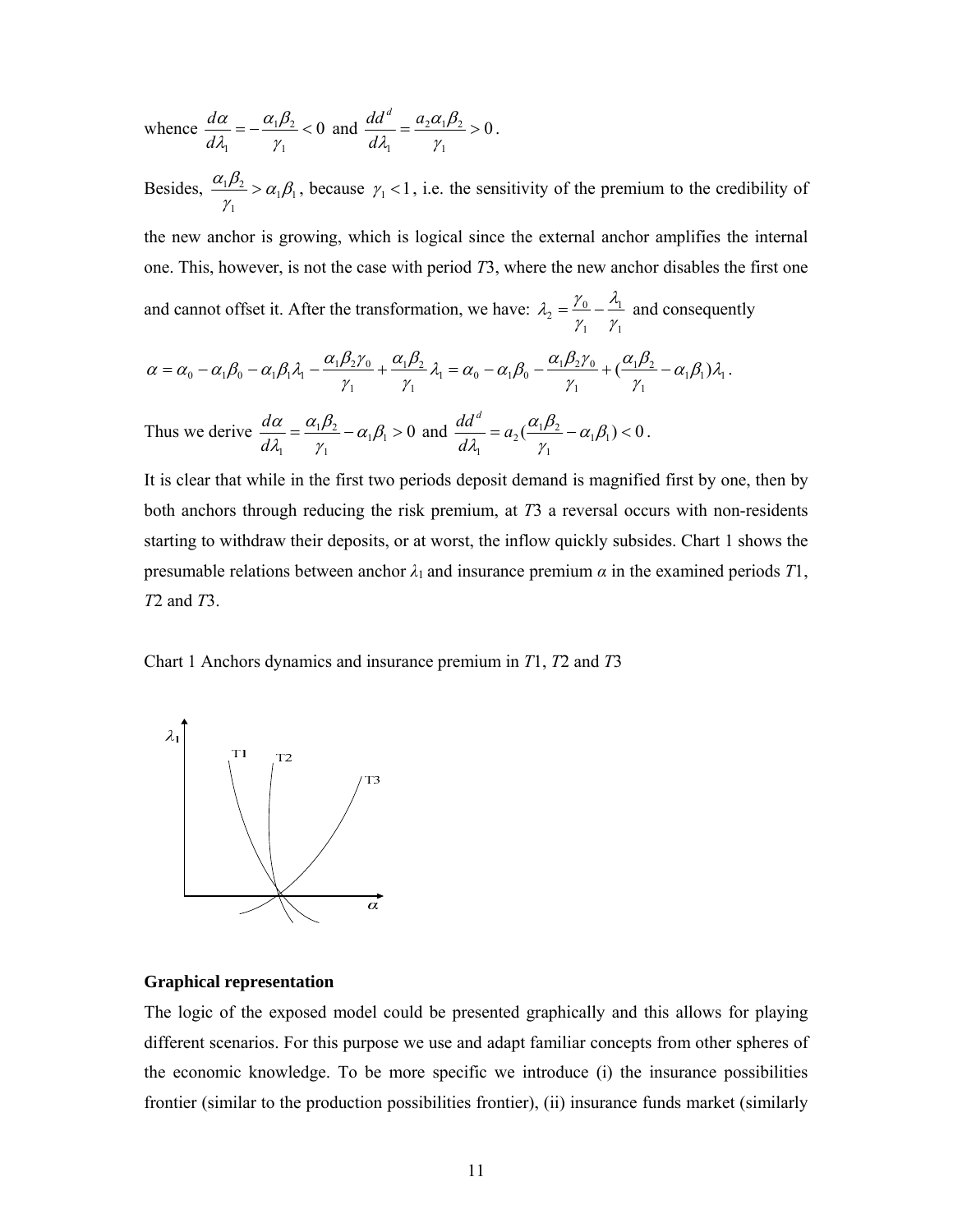whence $\frac{d\alpha}{d\lambda_1} = -\frac{\alpha_1\beta_2}{\gamma_1} < 0$ and $\frac{dd^d}{d\lambda_1} = \frac{a_2\alpha_1\beta_2}{\gamma_1} > 0$.

Besides, $\frac{\alpha_1\beta_2}{\gamma_1} > \alpha_1\beta_1$, because $\gamma_1 < 1$, i.e. the sensitivity of the premium to the credibility of the new anchor is growing, which is logical since the external anchor amplifies the internal one. This, however, is not the case with period *T*3, where the new anchor disables the first one and cannot offset it. After the transformation, we have: $\lambda_2 = \frac{\gamma_0}{\gamma_1} - \frac{\lambda_1}{\gamma_1}$ and consequently

$$\alpha = \alpha_0 - \alpha_1\beta_0 - \alpha_1\beta_1\lambda_1 - \frac{\alpha_1\beta_2\gamma_0}{\gamma_1} + \frac{\alpha_1\beta_2}{\gamma_1}\lambda_1 = \alpha_0 - \alpha_1\beta_0 - \frac{\alpha_1\beta_2\gamma_0}{\gamma_1} + \left(\frac{\alpha_1\beta_2}{\gamma_1} - \alpha_1\beta_1\right)\lambda_1.$$

Thus we derive $\frac{d\alpha}{d\lambda_1} = \frac{\alpha_1\beta_2}{\gamma_1} - \alpha_1\beta_1 > 0$ and $\frac{dd^d}{d\lambda_1} = a_2\left(\frac{\alpha_1\beta_2}{\gamma_1} - \alpha_1\beta_1\right) < 0$.

It is clear that while in the first two periods deposit demand is magnified first by one, then by both anchors through reducing the risk premium, at *T*3 a reversal occurs with non-residents starting to withdraw their deposits, or at worst, the inflow quickly subsides. Chart 1 shows the presumable relations between anchor $\lambda_1$ and insurance premium $\alpha$ in the examined periods *T*1, *T*2 and *T*3.

Chart 1 Anchors dynamics and insurance premium in *T*1, *T*2 and *T*3

### Graphical representation

The logic of the exposed model could be presented graphically and this allows for playing different scenarios. For this purpose we use and adapt familiar concepts from other spheres of the economic knowledge. To be more specific we introduce (i) the insurance possibilities frontier (similar to the production possibilities frontier), (ii) insurance funds market (similarly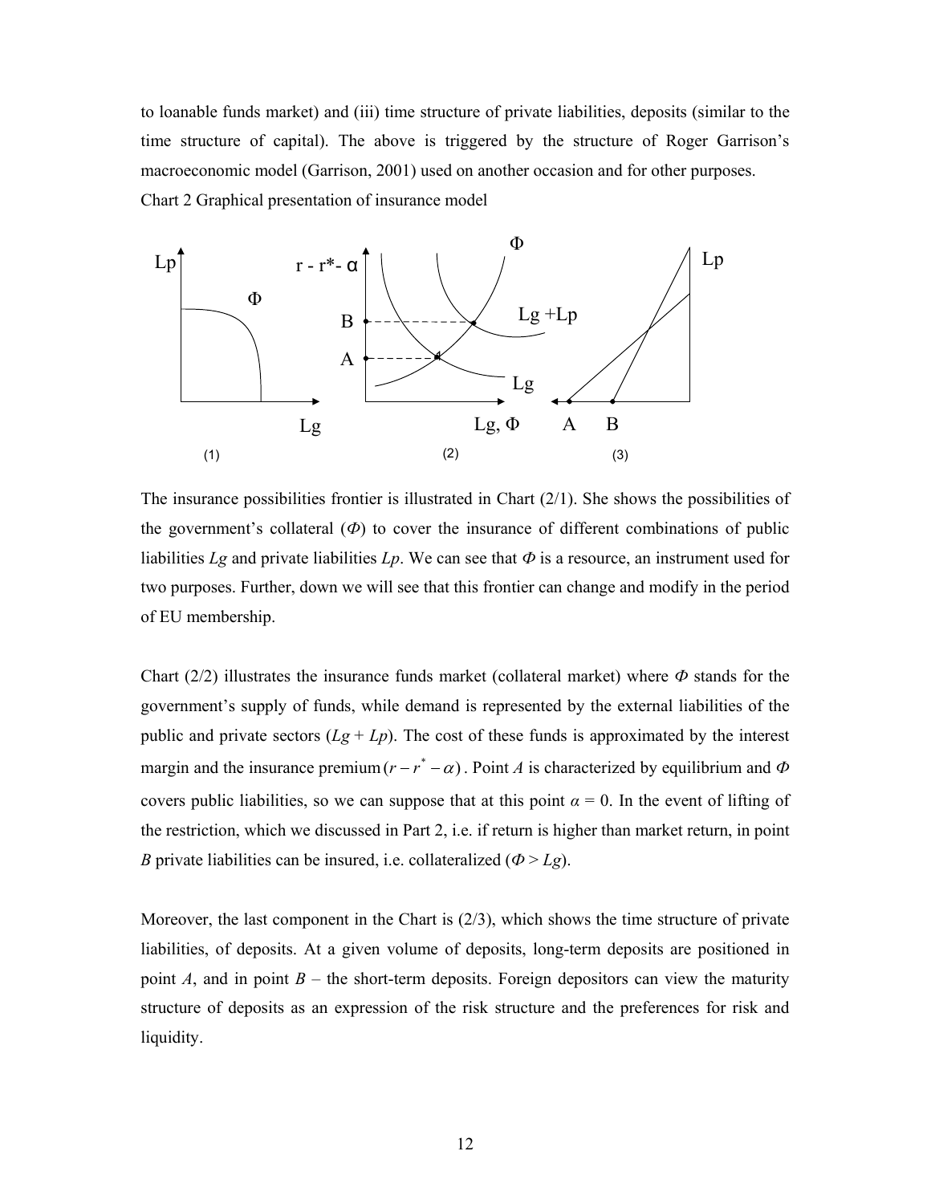to loanable funds market) and (iii) time structure of private liabilities, deposits (similar to the time structure of capital). The above is triggered by the structure of Roger Garrison's macroeconomic model (Garrison, 2001) used on another occasion and for other purposes.

Chart 2 Graphical presentation of insurance model

The insurance possibilities frontier is illustrated in Chart (2/1). She shows the possibilities of the government's collateral ($\Phi$) to cover the insurance of different combinations of public liabilities $Lg$ and private liabilities $Lp$. We can see that $\Phi$ is a resource, an instrument used for two purposes. Further, down we will see that this frontier can change and modify in the period of EU membership.

Chart (2/2) illustrates the insurance funds market (collateral market) where $\Phi$ stands for the government's supply of funds, while demand is represented by the external liabilities of the public and private sectors ($Lg + Lp$). The cost of these funds is approximated by the interest margin and the insurance premium $(r - r^* - \alpha)$. Point $A$ is characterized by equilibrium and $\Phi$ covers public liabilities, so we can suppose that at this point $\alpha = 0$. In the event of lifting of the restriction, which we discussed in Part 2, i.e. if return is higher than market return, in point $B$ private liabilities can be insured, i.e. collateralized ($\Phi > Lg$).

Moreover, the last component in the Chart is (2/3), which shows the time structure of private liabilities, of deposits. At a given volume of deposits, long-term deposits are positioned in point $A$, and in point $B$ – the short-term deposits. Foreign depositors can view the maturity structure of deposits as an expression of the risk structure and the preferences for risk and liquidity.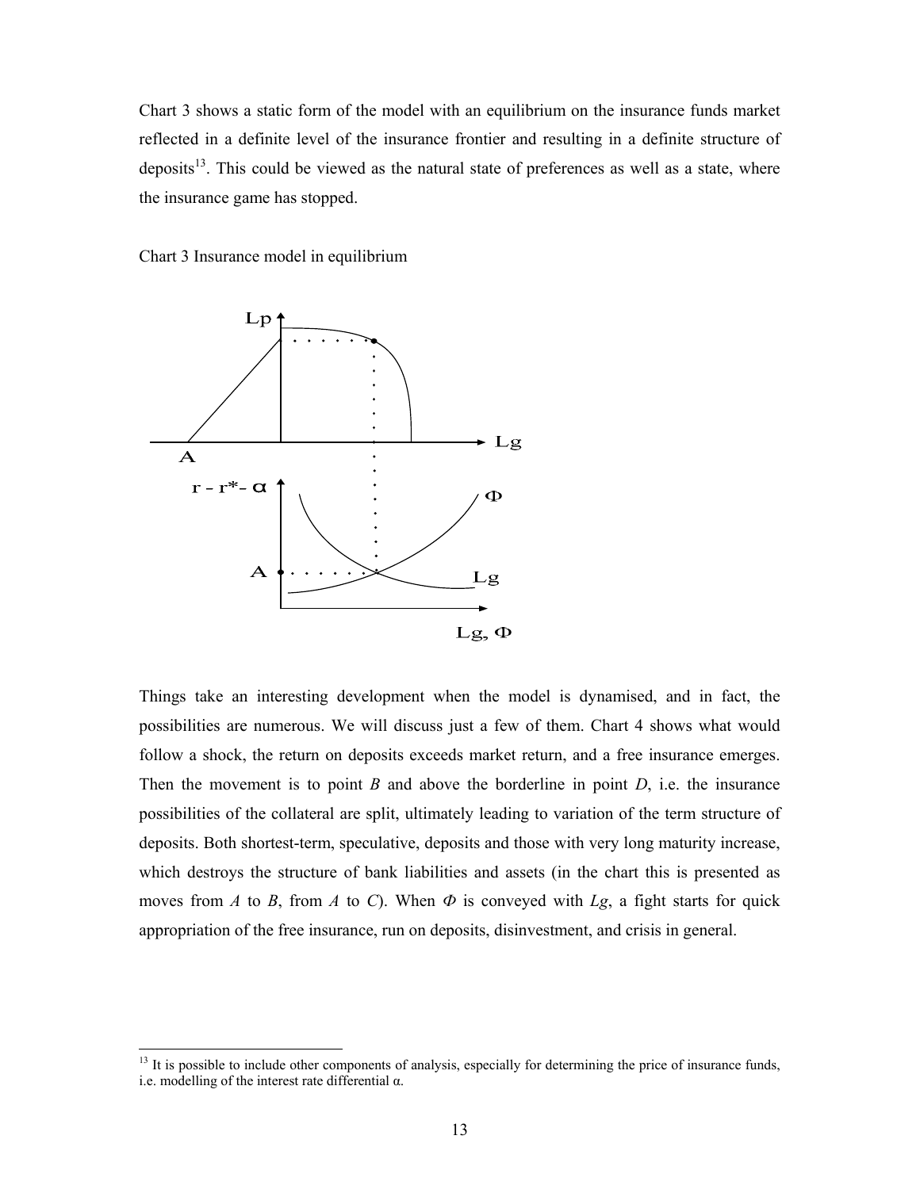Chart 3 shows a static form of the model with an equilibrium on the insurance funds market reflected in a definite level of the insurance frontier and resulting in a definite structure of deposits[13]. This could be viewed as the natural state of preferences as well as a state, where the insurance game has stopped.

Chart 3 Insurance model in equilibrium

Things take an interesting development when the model is dynamised, and in fact, the possibilities are numerous. We will discuss just a few of them. Chart 4 shows what would follow a shock, the return on deposits exceeds market return, and a free insurance emerges. Then the movement is to point *B* and above the borderline in point *D*, i.e. the insurance possibilities of the collateral are split, ultimately leading to variation of the term structure of deposits. Both shortest-term, speculative, deposits and those with very long maturity increase, which destroys the structure of bank liabilities and assets (in the chart this is presented as moves from *A* to *B*, from *A* to *C*). When $\Phi$ is conveyed with *Lg*, a fight starts for quick appropriation of the free insurance, run on deposits, disinvestment, and crisis in general.

[13] It is possible to include other components of analysis, especially for determining the price of insurance funds, i.e. modelling of the interest rate differential $\alpha$.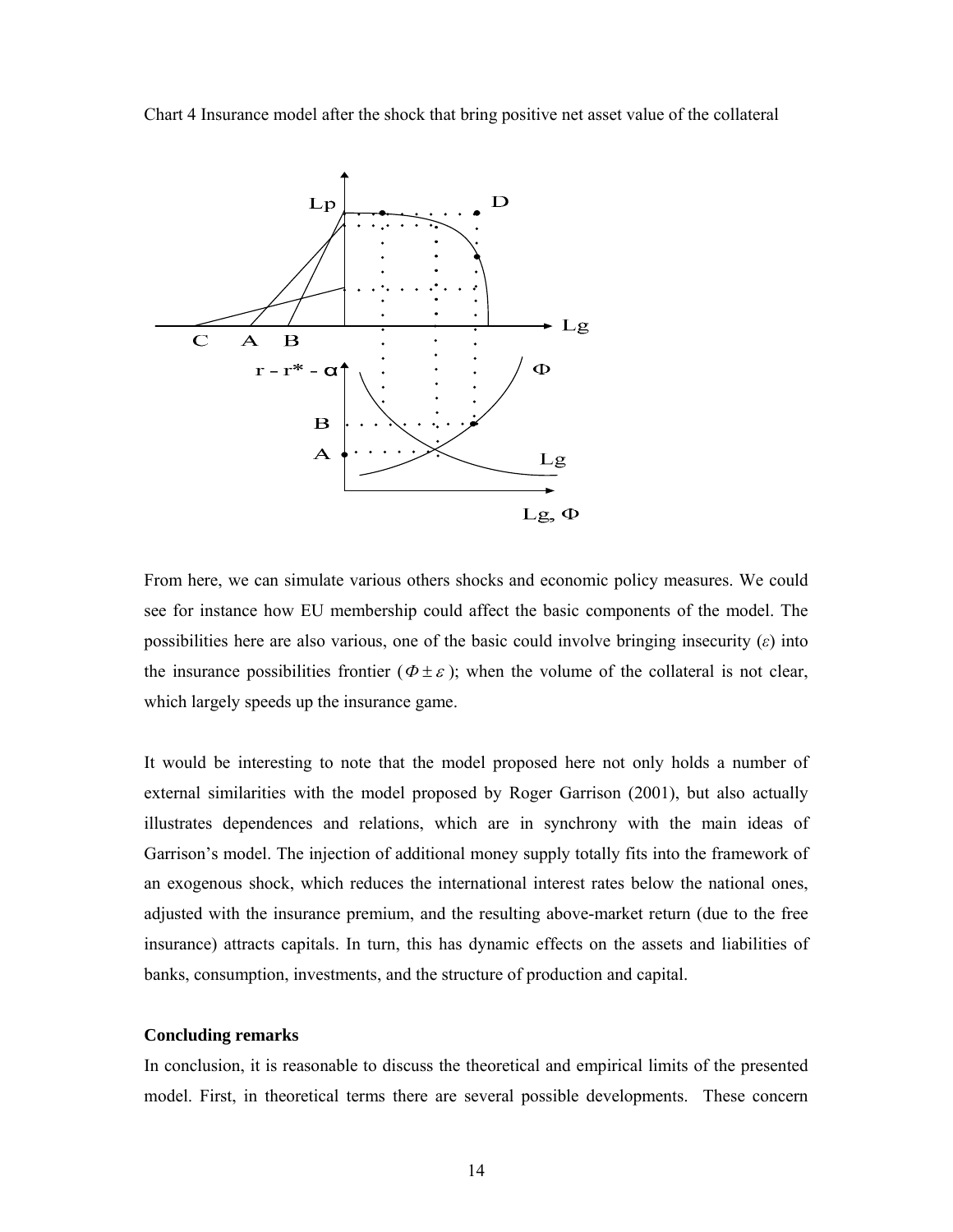Chart 4 Insurance model after the shock that bring positive net asset value of the collateral

From here, we can simulate various others shocks and economic policy measures. We could see for instance how EU membership could affect the basic components of the model. The possibilities here are also various, one of the basic could involve bringing insecurity ($\varepsilon$) into the insurance possibilities frontier ($\Phi \pm \varepsilon$); when the volume of the collateral is not clear, which largely speeds up the insurance game.

It would be interesting to note that the model proposed here not only holds a number of external similarities with the model proposed by Roger Garrison (2001), but also actually illustrates dependences and relations, which are in synchrony with the main ideas of Garrison's model. The injection of additional money supply totally fits into the framework of an exogenous shock, which reduces the international interest rates below the national ones, adjusted with the insurance premium, and the resulting above-market return (due to the free insurance) attracts capitals. In turn, this has dynamic effects on the assets and liabilities of banks, consumption, investments, and the structure of production and capital.

**Concluding remarks**

In conclusion, it is reasonable to discuss the theoretical and empirical limits of the presented model. First, in theoretical terms there are several possible developments. These concern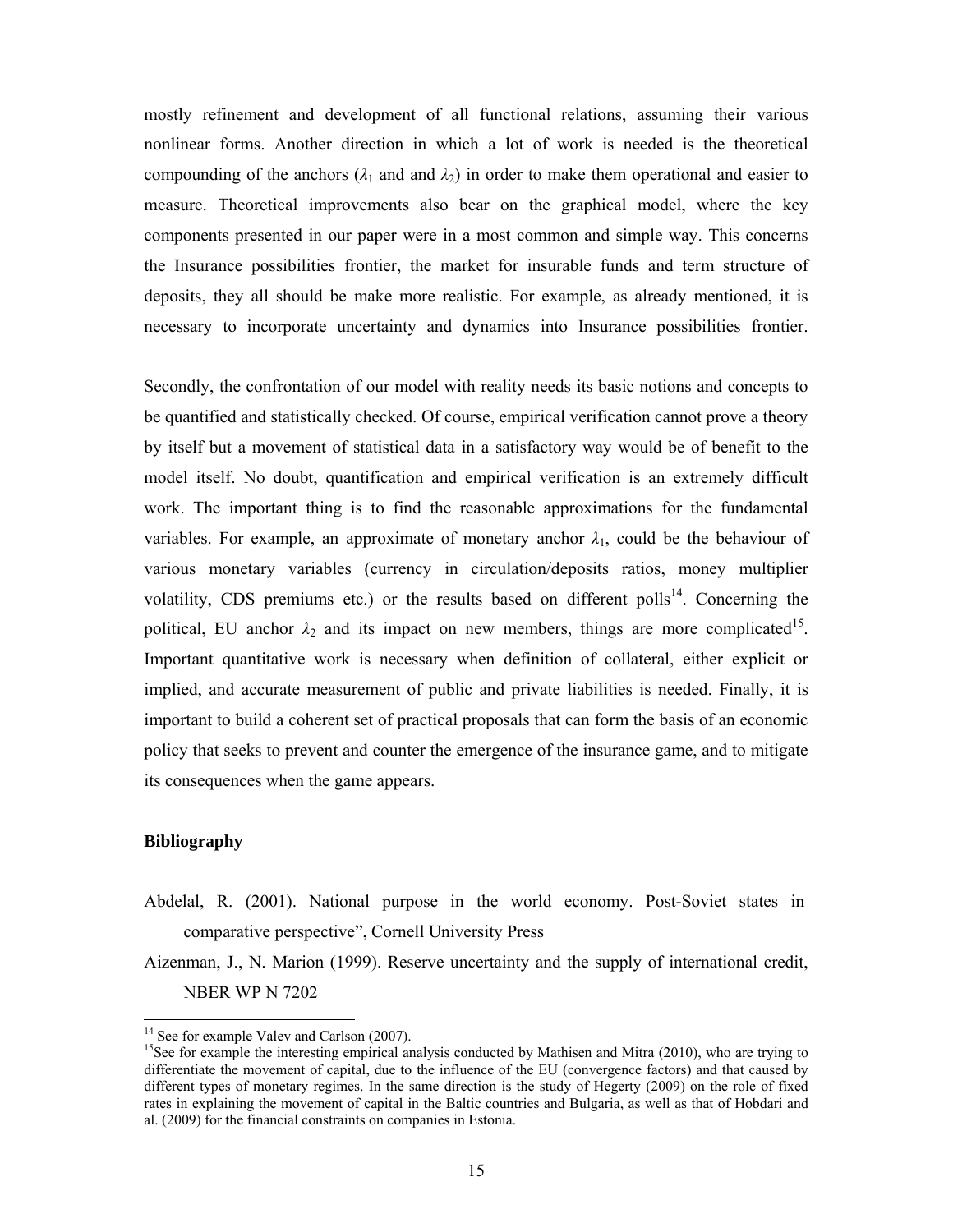mostly refinement and development of all functional relations, assuming their various nonlinear forms. Another direction in which a lot of work is needed is the theoretical compounding of the anchors ($\lambda_1$ and and $\lambda_2$) in order to make them operational and easier to measure. Theoretical improvements also bear on the graphical model, where the key components presented in our paper were in a most common and simple way. This concerns the Insurance possibilities frontier, the market for insurable funds and term structure of deposits, they all should be make more realistic. For example, as already mentioned, it is necessary to incorporate uncertainty and dynamics into Insurance possibilities frontier.

Secondly, the confrontation of our model with reality needs its basic notions and concepts to be quantified and statistically checked. Of course, empirical verification cannot prove a theory by itself but a movement of statistical data in a satisfactory way would be of benefit to the model itself. No doubt, quantification and empirical verification is an extremely difficult work. The important thing is to find the reasonable approximations for the fundamental variables. For example, an approximate of monetary anchor $\lambda_1$, could be the behaviour of various monetary variables (currency in circulation/deposits ratios, money multiplier volatility, CDS premiums etc.) or the results based on different polls[14]. Concerning the political, EU anchor $\lambda_2$ and its impact on new members, things are more complicated[15]. Important quantitative work is necessary when definition of collateral, either explicit or implied, and accurate measurement of public and private liabilities is needed. Finally, it is important to build a coherent set of practical proposals that can form the basis of an economic policy that seeks to prevent and counter the emergence of the insurance game, and to mitigate its consequences when the game appears.

**Bibliography**

Abdelal, R. (2001). National purpose in the world economy. Post-Soviet states in comparative perspective", Cornell University Press

Aizenman, J., N. Marion (1999). Reserve uncertainty and the supply of international credit, NBER WP N 7202

---

[14] See for example Valev and Carlson (2007).

[15] See for example the interesting empirical analysis conducted by Mathisen and Mitra (2010), who are trying to differentiate the movement of capital, due to the influence of the EU (convergence factors) and that caused by different types of monetary regimes. In the same direction is the study of Hegerty (2009) on the role of fixed rates in explaining the movement of capital in the Baltic countries and Bulgaria, as well as that of Hobdari and al. (2009) for the financial constraints on companies in Estonia.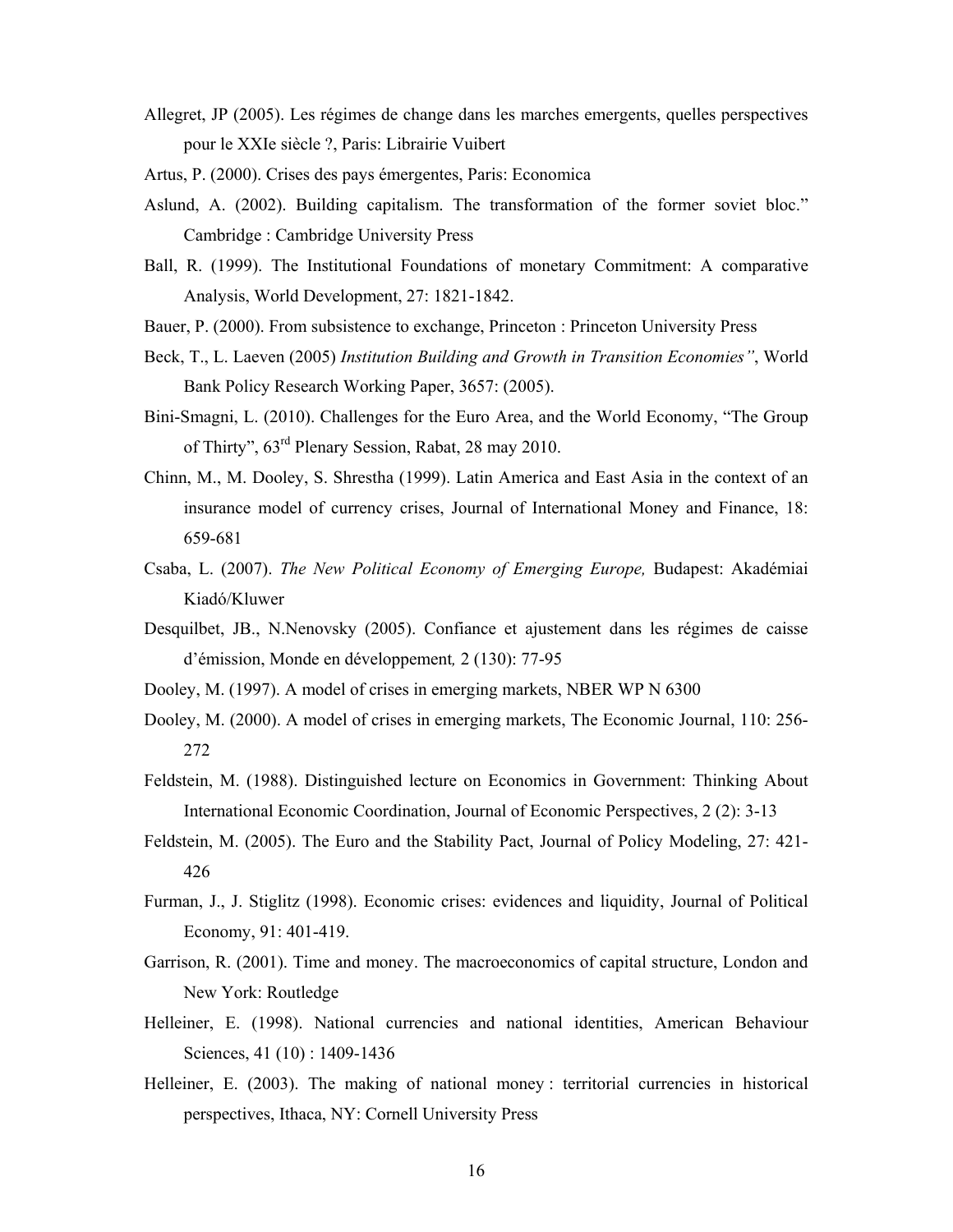Allegret, JP (2005). Les régimes de change dans les marches emergents, quelles perspectives pour le XXIe siècle ?, Paris: Librairie Vuibert

Artus, P. (2000). Crises des pays émergentes, Paris: Economica

Aslund, A. (2002). Building capitalism. The transformation of the former soviet bloc." Cambridge : Cambridge University Press

Ball, R. (1999). The Institutional Foundations of monetary Commitment: A comparative Analysis, World Development, 27: 1821-1842.

Bauer, P. (2000). From subsistence to exchange, Princeton : Princeton University Press

Beck, T., L. Laeven (2005) *Institution Building and Growth in Transition Economies"*, World Bank Policy Research Working Paper, 3657: (2005).

Bini-Smagni, L. (2010). Challenges for the Euro Area, and the World Economy, "The Group of Thirty", 63rd Plenary Session, Rabat, 28 may 2010.

Chinn, M., M. Dooley, S. Shrestha (1999). Latin America and East Asia in the context of an insurance model of currency crises, Journal of International Money and Finance, 18: 659-681

Csaba, L. (2007). *The New Political Economy of Emerging Europe,* Budapest: Akadémiai Kiadó/Kluwer

Desquilbet, JB., N.Nenovsky (2005). Confiance et ajustement dans les régimes de caisse d'émission, Monde en développement*,* 2 (130): 77-95

Dooley, M. (1997). A model of crises in emerging markets, NBER WP N 6300

Dooley, M. (2000). A model of crises in emerging markets, The Economic Journal, 110: 256-272

Feldstein, M. (1988). Distinguished lecture on Economics in Government: Thinking About International Economic Coordination, Journal of Economic Perspectives, 2 (2): 3-13

Feldstein, M. (2005). The Euro and the Stability Pact, Journal of Policy Modeling, 27: 421-426

Furman, J., J. Stiglitz (1998). Economic crises: evidences and liquidity, Journal of Political Economy, 91: 401-419.

Garrison, R. (2001). Time and money. The macroeconomics of capital structure, London and New York: Routledge

Helleiner, E. (1998). National currencies and national identities, American Behaviour Sciences, 41 (10) : 1409-1436

Helleiner, E. (2003). The making of national money : territorial currencies in historical perspectives, Ithaca, NY: Cornell University Press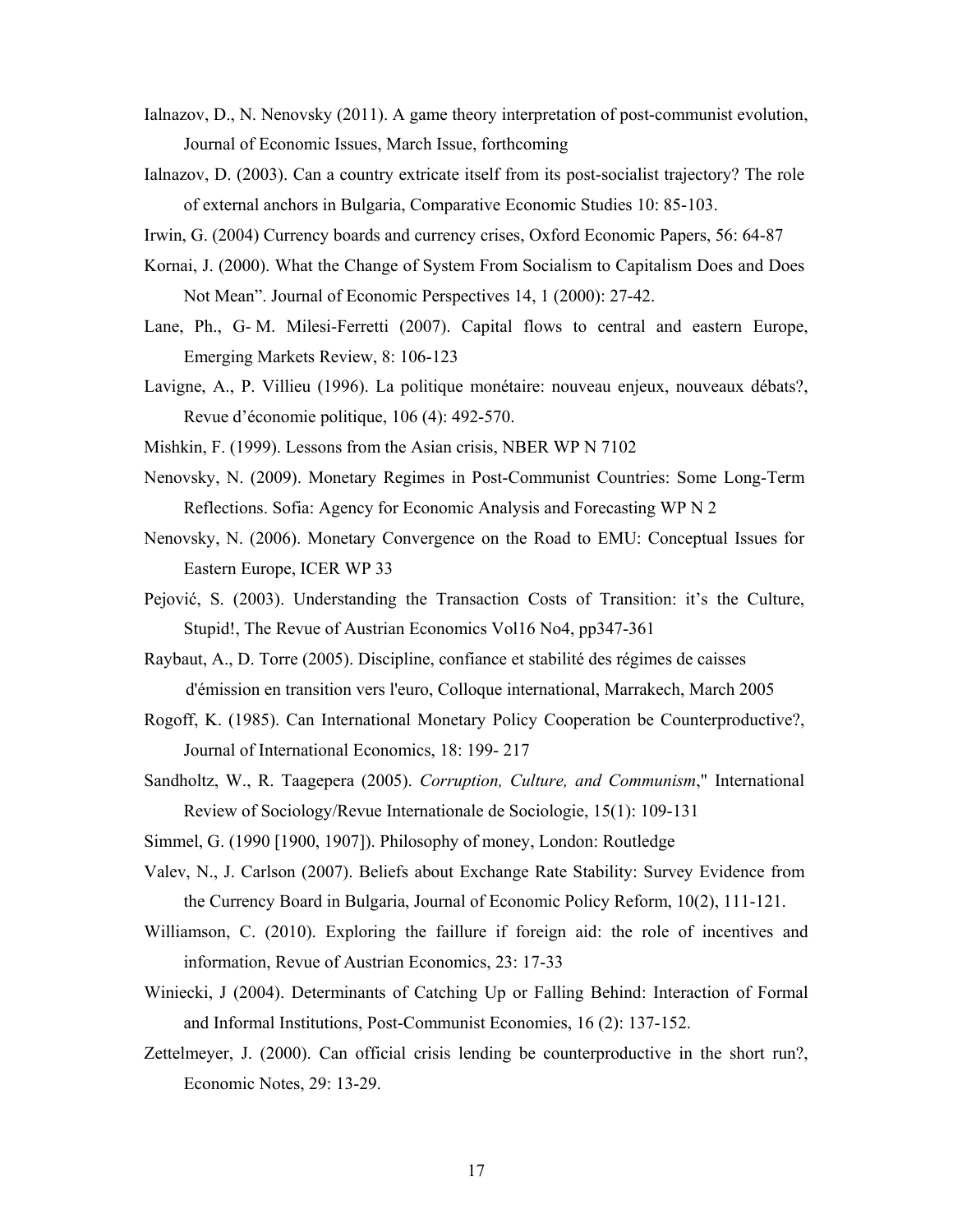Ialnazov, D., N. Nenovsky (2011). A game theory interpretation of post-communist evolution, Journal of Economic Issues, March Issue, forthcoming

Ialnazov, D. (2003). Can a country extricate itself from its post-socialist trajectory? The role of external anchors in Bulgaria, Comparative Economic Studies 10: 85-103.

Irwin, G. (2004) Currency boards and currency crises, Oxford Economic Papers, 56: 64-87

Kornai, J. (2000). What the Change of System From Socialism to Capitalism Does and Does Not Mean". Journal of Economic Perspectives 14, 1 (2000): 27-42.

Lane, Ph., G- M. Milesi-Ferretti (2007). Capital flows to central and eastern Europe, Emerging Markets Review, 8: 106-123

Lavigne, A., P. Villieu (1996). La politique monétaire: nouveau enjeux, nouveaux débats?, Revue d'économie politique, 106 (4): 492-570.

Mishkin, F. (1999). Lessons from the Asian crisis, NBER WP N 7102

Nenovsky, N. (2009). Monetary Regimes in Post-Communist Countries: Some Long-Term Reflections. Sofia: Agency for Economic Analysis and Forecasting WP N 2

Nenovsky, N. (2006). Monetary Convergence on the Road to EMU: Conceptual Issues for Eastern Europe, ICER WP 33

Pejović, S. (2003). Understanding the Transaction Costs of Transition: it's the Culture, Stupid!, The Revue of Austrian Economics Vol16 No4, pp347-361

Raybaut, A., D. Torre (2005). Discipline, confiance et stabilité des régimes de caisses d'émission en transition vers l'euro, Colloque international, Marrakech, March 2005

Rogoff, K. (1985). Can International Monetary Policy Cooperation be Counterproductive?, Journal of International Economics, 18: 199- 217

Sandholtz, W., R. Taagepera (2005). *Corruption, Culture, and Communism*," International Review of Sociology/Revue Internationale de Sociologie, 15(1): 109-131

Simmel, G. (1990 [1900, 1907]). Philosophy of money, London: Routledge

Valev, N., J. Carlson (2007). Beliefs about Exchange Rate Stability: Survey Evidence from the Currency Board in Bulgaria, Journal of Economic Policy Reform, 10(2), 111-121.

Williamson, C. (2010). Exploring the faillure if foreign aid: the role of incentives and information, Revue of Austrian Economics, 23: 17-33

Winiecki, J (2004). Determinants of Catching Up or Falling Behind: Interaction of Formal and Informal Institutions, Post-Communist Economies, 16 (2): 137-152.

Zettelmeyer, J. (2000). Can official crisis lending be counterproductive in the short run?, Economic Notes, 29: 13-29.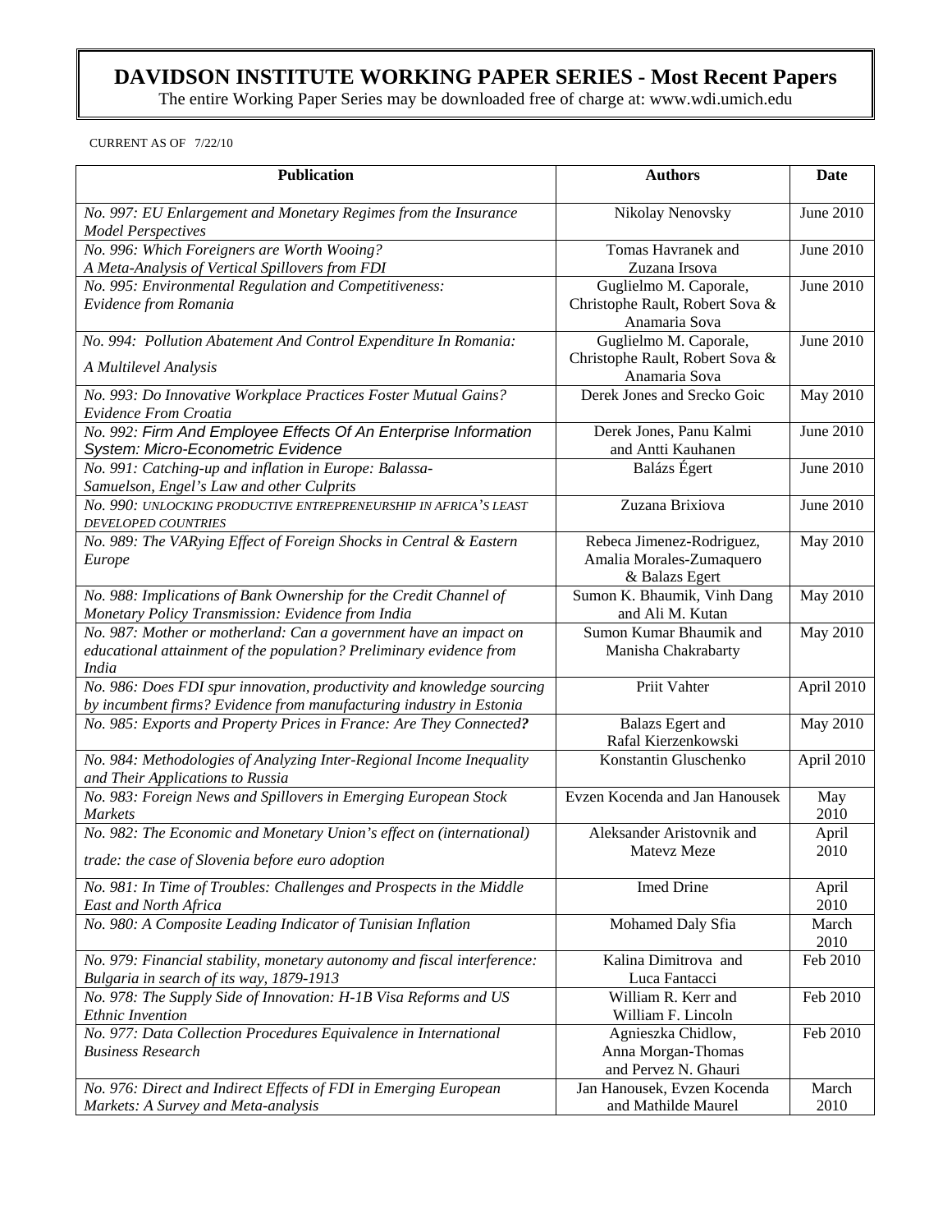# DAVIDSON INSTITUTE WORKING PAPER SERIES - Most Recent Papers

The entire Working Paper Series may be downloaded free of charge at: www.wdi.umich.edu

CURRENT AS OF 7/22/10

| Publication | Authors | Date |
|---|---|---|
| *No. 997: EU Enlargement and Monetary Regimes from the Insurance Model Perspectives* | Nikolay Nenovsky | June 2010 |
| *No. 996: Which Foreigners are Worth Wooing? A Meta-Analysis of Vertical Spillovers from FDI* | Tomas Havranek and Zuzana Irsova | June 2010 |
| *No. 995: Environmental Regulation and Competitiveness: Evidence from Romania* | Guglielmo M. Caporale, Christophe Rault, Robert Sova & Anamaria Sova | June 2010 |
| *No. 994: Pollution Abatement And Control Expenditure In Romania: A Multilevel Analysis* | Guglielmo M. Caporale, Christophe Rault, Robert Sova & Anamaria Sova | June 2010 |
| *No. 993: Do Innovative Workplace Practices Foster Mutual Gains? Evidence From Croatia* | Derek Jones and Srecko Goic | May 2010 |
| *No. 992: Firm And Employee Effects Of An Enterprise Information System: Micro-Econometric Evidence* | Derek Jones, Panu Kalmi and Antti Kauhanen | June 2010 |
| *No. 991: Catching-up and inflation in Europe: Balassa-Samuelson, Engel's Law and other Culprits* | Balázs Égert | June 2010 |
| *No. 990: UNLOCKING PRODUCTIVE ENTREPRENEURSHIP IN AFRICA'S LEAST DEVELOPED COUNTRIES* | Zuzana Brixiova | June 2010 |
| *No. 989: The VARying Effect of Foreign Shocks in Central & Eastern Europe* | Rebeca Jimenez-Rodriguez, Amalia Morales-Zumaquero & Balazs Egert | May 2010 |
| *No. 988: Implications of Bank Ownership for the Credit Channel of Monetary Policy Transmission: Evidence from India* | Sumon K. Bhaumik, Vinh Dang and Ali M. Kutan | May 2010 |
| *No. 987: Mother or motherland: Can a government have an impact on educational attainment of the population? Preliminary evidence from India* | Sumon Kumar Bhaumik and Manisha Chakrabarty | May 2010 |
| *No. 986: Does FDI spur innovation, productivity and knowledge sourcing by incumbent firms? Evidence from manufacturing industry in Estonia* | Priit Vahter | April 2010 |
| *No. 985: Exports and Property Prices in France: Are They Connected?* | Balazs Egert and Rafal Kierzenkowski | May 2010 |
| *No. 984: Methodologies of Analyzing Inter-Regional Income Inequality and Their Applications to Russia* | Konstantin Gluschenko | April 2010 |
| *No. 983: Foreign News and Spillovers in Emerging European Stock Markets* | Evzen Kocenda and Jan Hanousek | May 2010 |
| *No. 982: The Economic and Monetary Union's effect on (international) trade: the case of Slovenia before euro adoption* | Aleksander Aristovnik and Matevz Meze | April 2010 |
| *No. 981: In Time of Troubles: Challenges and Prospects in the Middle East and North Africa* | Imed Drine | April 2010 |
| *No. 980: A Composite Leading Indicator of Tunisian Inflation* | Mohamed Daly Sfia | March 2010 |
| *No. 979: Financial stability, monetary autonomy and fiscal interference: Bulgaria in search of its way, 1879-1913* | Kalina Dimitrova and Luca Fantacci | Feb 2010 |
| *No. 978: The Supply Side of Innovation: H-1B Visa Reforms and US Ethnic Invention* | William R. Kerr and William F. Lincoln | Feb 2010 |
| *No. 977: Data Collection Procedures Equivalence in International Business Research* | Agnieszka Chidlow, Anna Morgan-Thomas and Pervez N. Ghauri | Feb 2010 |
| *No. 976: Direct and Indirect Effects of FDI in Emerging European Markets: A Survey and Meta-analysis* | Jan Hanousek, Evzen Kocenda and Mathilde Maurel | March 2010 |